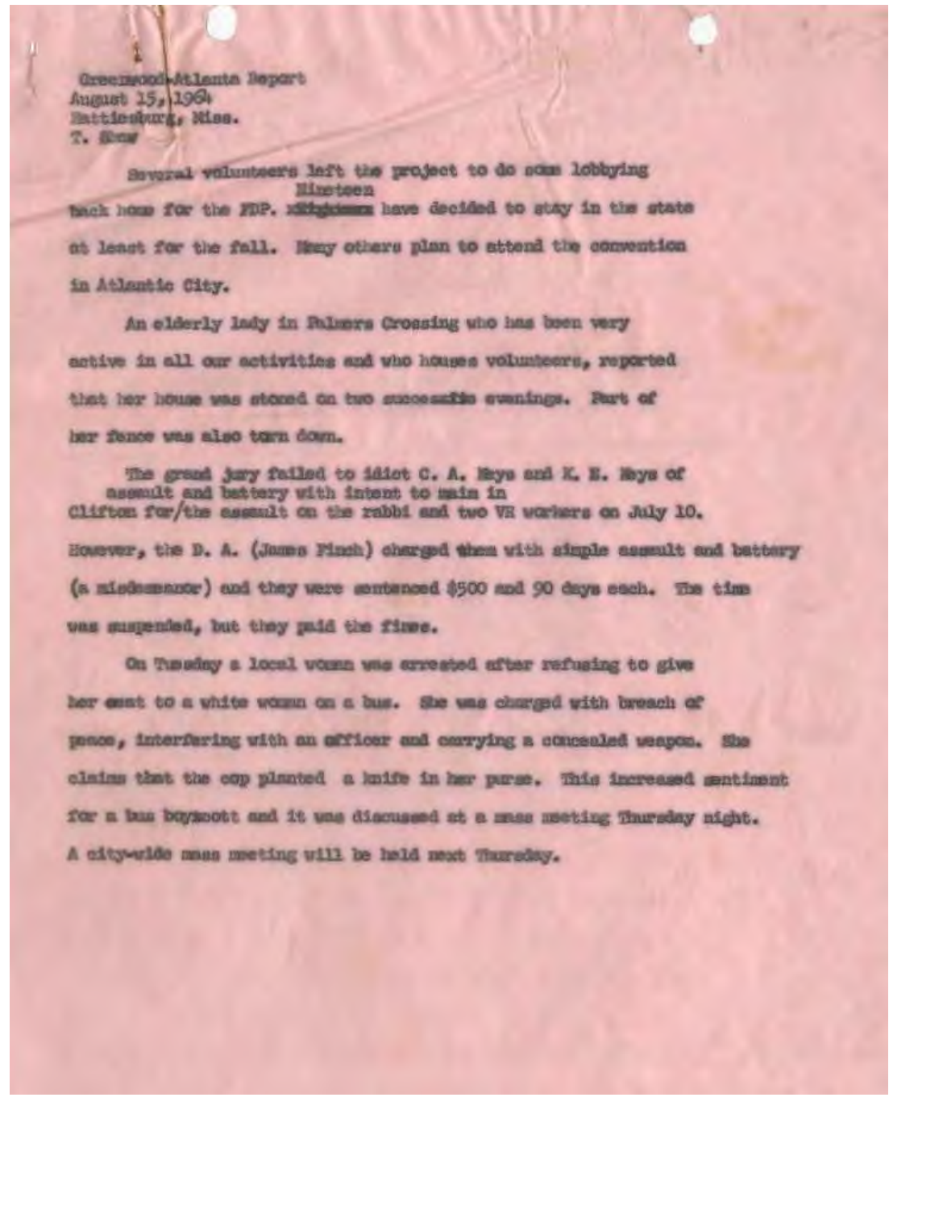Greenwood-Atlanta Report
August 15, 1964
Hattiesburg, Miss.
T. Shaw

Several volunteers left the project to do some lobbying back home for the FDP. Nineteen have decided to stay in the state at least for the fall. Many others plan to attend the convention in Atlantic City.

An elderly lady in Palmers Crossing who has been very active in all our activities and who houses volunteers, reported that her house was stoned on two successive evenings. Part of her fence was also torn down.

The grand jury failed to idict C. A. Heys and K. E. Heys of assault and battery with intent to maim in Clifton for the assault on the rabbi and two VR workers on July 10. However, the D. A. (James Finch) charged them with simple assault and battery (a misdemeanor) and they were sentenced $500 and 90 days each. The time was suspended, but they paid the fines.

On Tuesday a local woman was arrested after refusing to give her seat to a white woman on a bus. She was charged with breach of peace, interfering with an officer and carrying a concealed weapon. She claims that the cop planted a knife in her purse. This increased sentiment for a bus boycott and it was discussed at a mass meeting Thursday night. A city-wide mass meeting will be held next Thursday.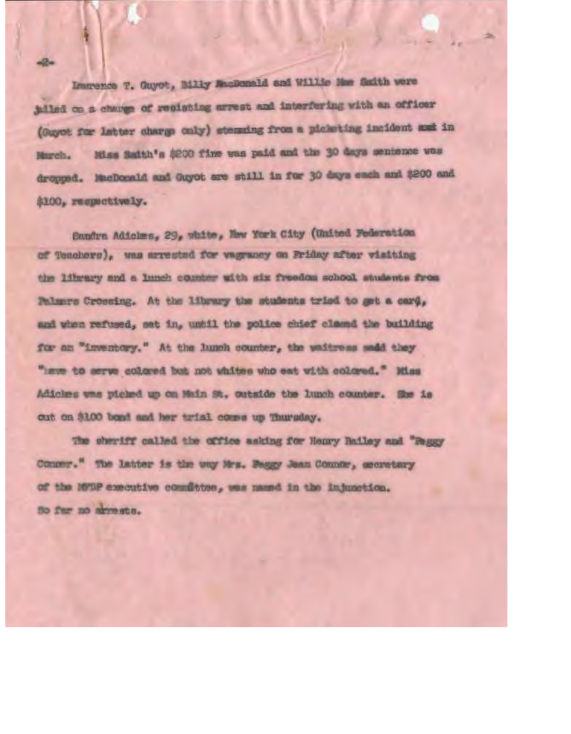Lawrence T. Guyot, Billy MacDonald and Willie Mae Smith were jailed on a charge of resisting arrest and interfering with an officer (Guyot for latter charge only) stemming from a picketing incident ~~and~~ in March. Miss Smith's $200 fine was paid and the 30 days sentence was dropped. MacDonald and Guyot are still in for 30 days each and $200 and $100, respectively.

Sandra Adickes, 29, white, New York City (United Federation of Teachers), was arrested for vagrancy on Friday after visiting the library and a lunch counter with six freedom school students from Palmers Crossing. At the library the students tried to get a card, and when refused, sat in, until the police chief closed the building for an "inventory." At the lunch counter, the waitress said they "have to serve colored but not whites who eat with colored." Miss Adickes was picked up on Main St. outside the lunch counter. She is out on $100 bond and her trial comes up Thursday.

The sheriff called the office asking for Henry Bailey and "Peggy Conner." The latter is the way Mrs. Peggy Jean Conner, secretary of the MFDP executive committee, was named in the injunction. So far no arrests.